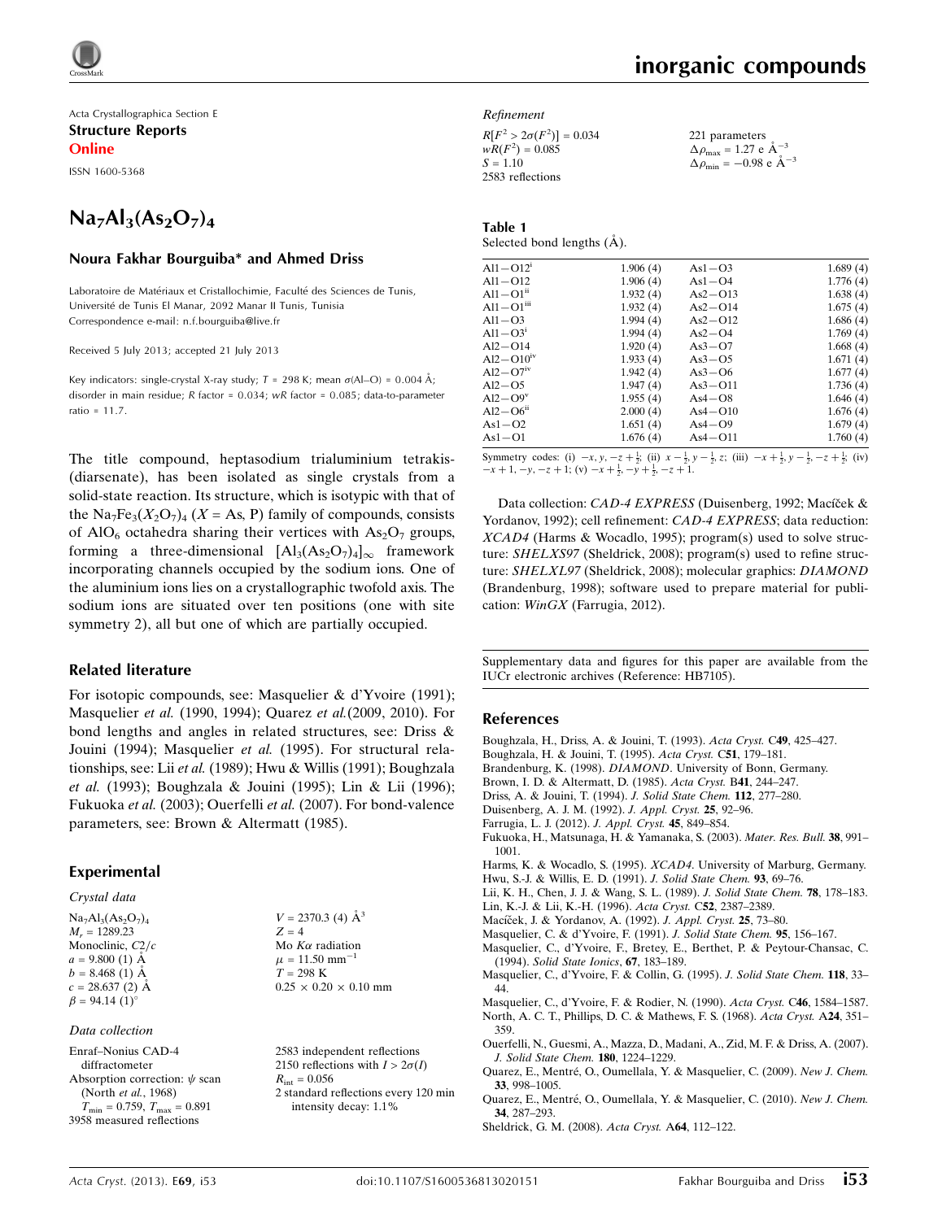Acta Crystallographica Section E

**Structure Reports Online**

ISSN 1600-5368

# $Na_7Al_3(As_2O_7)_4$

**Noura Fakhar Bourguiba\* and Ahmed Driss**

Laboratoire de Matériaux et Cristallochimie, Faculté des Sciences de Tunis, Université de Tunis El Manar, 2092 Manar II Tunis, Tunisia
Correspondence e-mail: n.f.bourguiba@live.fr

Received 5 July 2013; accepted 21 July 2013

Key indicators: single-crystal X-ray study; $T$ = 298 K; mean $\sigma$(Al–O) = 0.004 Å; disorder in main residue; $R$ factor = 0.034; $wR$ factor = 0.085; data-to-parameter ratio = 11.7.

The title compound, heptasodium trialuminium tetrakis-(diarsenate), has been isolated as single crystals from a solid-state reaction. Its structure, which is isotypic with that of the $Na_7Fe_3(X_2O_7)_4$ ($X$ = As, P) family of compounds, consists of $AlO_6$ octahedra sharing their vertices with $As_2O_7$ groups, forming a three-dimensional $[Al_3(As_2O_7)_4]_\infty$ framework incorporating channels occupied by the sodium ions. One of the aluminium ions lies on a crystallographic twofold axis. The sodium ions are situated over ten positions (one with site symmetry 2), all but one of which are partially occupied.

## Related literature

For isotopic compounds, see: Masquelier & d'Yvoire (1991); Masquelier *et al.* (1990, 1994); Quarez *et al.*(2009, 2010). For bond lengths and angles in related structures, see: Driss & Jouini (1994); Masquelier *et al.* (1995). For structural relationships, see: Lii *et al.* (1989); Hwu & Willis (1991); Boughzala *et al.* (1993); Boughzala & Jouini (1995); Lin & Lii (1996); Fukuoka *et al.* (2003); Ouerfelli *et al.* (2007). For bond-valence parameters, see: Brown & Altermatt (1985).

## Experimental

### Crystal data

$Na_7Al_3(As_2O_7)_4$
$M_r$ = 1289.23
Monoclinic, $C2/c$
$a$ = 9.800 (1) Å
$b$ = 8.468 (1) Å
$c$ = 28.637 (2) Å
$\beta$ = 94.14 (1)°
$V$ = 2370.3 (4) Å$^3$
$Z$ = 4
Mo $K\alpha$ radiation
$\mu$ = 11.50 mm$^{-1}$
$T$ = 298 K
0.25 × 0.20 × 0.10 mm

### Data collection

Enraf–Nonius CAD-4 diffractometer
Absorption correction: $\psi$ scan (North *et al.*, 1968)
$T_{min}$ = 0.759, $T_{max}$ = 0.891
3958 measured reflections
2583 independent reflections
2150 reflections with $I > 2\sigma(I)$
$R_{int}$ = 0.056
2 standard reflections every 120 min
intensity decay: 1.1%

### Refinement

$R[F^2 > 2\sigma(F^2)]$ = 0.034
$wR(F^2)$ = 0.085
$S$ = 1.10
2583 reflections
221 parameters
$\Delta\rho_{max}$ = 1.27 e Å$^{-3}$
$\Delta\rho_{min}$ = −0.98 e Å$^{-3}$

**Table 1**
Selected bond lengths (Å).

| | | | |
|---|---|---|---|
| Al1—O12$^{i}$ | 1.906 (4) | As1—O3 | 1.689 (4) |
| Al1—O12 | 1.906 (4) | As1—O4 | 1.776 (4) |
| Al1—O1$^{ii}$ | 1.932 (4) | As2—O13 | 1.638 (4) |
| Al1—O1$^{iii}$ | 1.932 (4) | As2—O14 | 1.675 (4) |
| Al1—O3 | 1.994 (4) | As2—O12 | 1.686 (4) |
| Al1—O3$^{i}$ | 1.994 (4) | As2—O4 | 1.769 (4) |
| Al2—O14 | 1.920 (4) | As3—O7 | 1.668 (4) |
| Al2—O10$^{iv}$ | 1.933 (4) | As3—O5 | 1.671 (4) |
| Al2—O7$^{iv}$ | 1.942 (4) | As3—O6 | 1.677 (4) |
| Al2—O5 | 1.947 (4) | As3—O11 | 1.736 (4) |
| Al2—O9$^{v}$ | 1.955 (4) | As4—O8 | 1.646 (4) |
| Al2—O6$^{ii}$ | 2.000 (4) | As4—O10 | 1.676 (4) |
| As1—O2 | 1.651 (4) | As4—O9 | 1.679 (4) |
| As1—O1 | 1.676 (4) | As4—O11 | 1.760 (4) |

Symmetry codes: (i) $-x, y, -z+\frac{1}{2}$; (ii) $x-\frac{1}{2}, y-\frac{1}{2}, z$; (iii) $-x+\frac{1}{2}, y-\frac{1}{2}, -z+\frac{1}{2}$; (iv) $-x+1, -y, -z+1$; (v) $-x+\frac{1}{2}, -y+\frac{1}{2}, -z+1$.

Data collection: *CAD-4 EXPRESS* (Duisenberg, 1992; Macíček & Yordanov, 1992); cell refinement: *CAD-4 EXPRESS*; data reduction: *XCAD4* (Harms & Wocadlo, 1995); program(s) used to solve structure: *SHELXS97* (Sheldrick, 2008); program(s) used to refine structure: *SHELXL97* (Sheldrick, 2008); molecular graphics: *DIAMOND* (Brandenburg, 1998); software used to prepare material for publication: *WinGX* (Farrugia, 2012).

Supplementary data and figures for this paper are available from the IUCr electronic archives (Reference: HB7105).

## References

Boughzala, H., Driss, A. & Jouini, T. (1993). *Acta Cryst.* C**49**, 425–427.
Boughzala, H. & Jouini, T. (1995). *Acta Cryst.* C**51**, 179–181.
Brandenburg, K. (1998). *DIAMOND*. University of Bonn, Germany.
Brown, I. D. & Altermatt, D. (1985). *Acta Cryst.* B**41**, 244–247.
Driss, A. & Jouini, T. (1994). *J. Solid State Chem.* **112**, 277–280.
Duisenberg, A. J. M. (1992). *J. Appl. Cryst.* **25**, 92–96.
Farrugia, L. J. (2012). *J. Appl. Cryst.* **45**, 849–854.
Fukuoka, H., Matsunaga, H. & Yamanaka, S. (2003). *Mater. Res. Bull.* **38**, 991–1001.
Harms, K. & Wocadlo, S. (1995). *XCAD4*. University of Marburg, Germany.
Hwu, S.-J. & Willis, E. D. (1991). *J. Solid State Chem.* **93**, 69–76.
Lii, K. H., Chen, J. J. & Wang, S. L. (1989). *J. Solid State Chem.* **78**, 178–183.
Lin, K.-J. & Lii, K.-H. (1996). *Acta Cryst.* C**52**, 2387–2389.
Macíček, J. & Yordanov, A. (1992). *J. Appl. Cryst.* **25**, 73–80.
Masquelier, C. & d'Yvoire, F. (1991). *J. Solid State Chem.* **95**, 156–167.
Masquelier, C., d'Yvoire, F., Bretey, E., Berthet, P. & Peytour-Chansac, C. (1994). *Solid State Ionics*, **67**, 183–189.
Masquelier, C., d'Yvoire, F. & Collin, G. (1995). *J. Solid State Chem.* **118**, 33–44.
Masquelier, C., d'Yvoire, F. & Rodier, N. (1990). *Acta Cryst.* C**46**, 1584–1587.
North, A. C. T., Phillips, D. C. & Mathews, F. S. (1968). *Acta Cryst.* A**24**, 351–359.
Ouerfelli, N., Guesmi, A., Mazza, D., Madani, A., Zid, M. F. & Driss, A. (2007). *J. Solid State Chem.* **180**, 1224–1229.
Quarez, E., Mentré, O., Oumellala, Y. & Masquelier, C. (2009). *New J. Chem.* **33**, 998–1005.
Quarez, E., Mentré, O., Oumellala, Y. & Masquelier, C. (2010). *New J. Chem.* **34**, 287–293.
Sheldrick, G. M. (2008). *Acta Cryst.* A**64**, 112–122.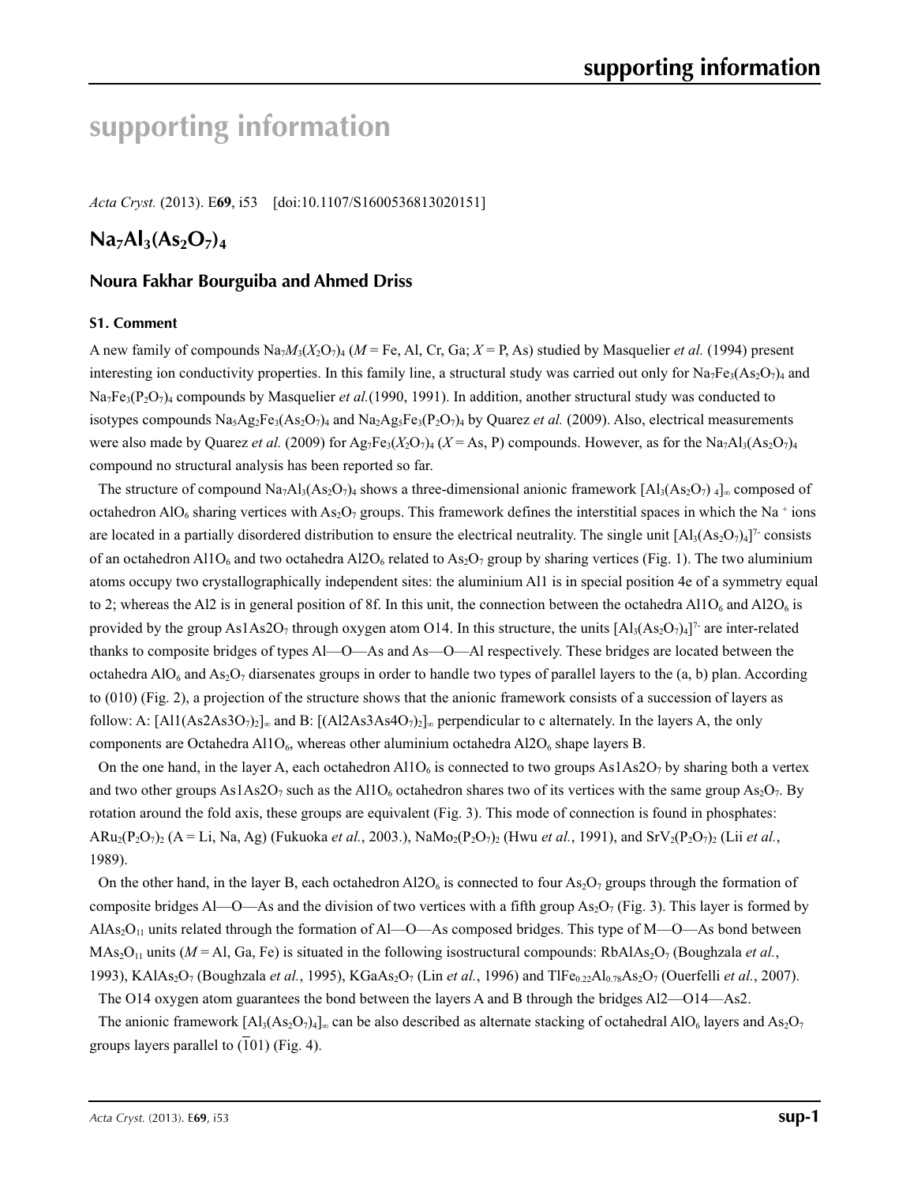# supporting information

*Acta Cryst.* (2013). E**69**, i53    [doi:10.1107/S1600536813020151]

## $Na_7Al_3(As_2O_7)_4$

### Noura Fakhar Bourguiba and Ahmed Driss

#### S1. Comment

A new family of compounds $Na_7M_3(X_2O_7)_4$ (*M* = Fe, Al, Cr, Ga; *X* = P, As) studied by Masquelier *et al.* (1994) present interesting ion conductivity properties. In this family line, a structural study was carried out only for $Na_7Fe_3(As_2O_7)_4$ and $Na_7Fe_3(P_2O_7)_4$ compounds by Masquelier *et al.*(1990, 1991). In addition, another structural study was conducted to isotypes compounds $Na_5Ag_2Fe_3(As_2O_7)_4$ and $Na_2Ag_5Fe_3(P_2O_7)_4$ by Quarez *et al.* (2009). Also, electrical measurements were also made by Quarez *et al.* (2009) for $Ag_7Fe_3(X_2O_7)_4$ (*X* = As, P) compounds. However, as for the $Na_7Al_3(As_2O_7)_4$ compound no structural analysis has been reported so far.

The structure of compound $Na_7Al_3(As_2O_7)_4$ shows a three-dimensional anionic framework $[Al_3(As_2O_7)_4]_\infty$ composed of octahedron $AlO_6$ sharing vertices with $As_2O_7$ groups. This framework defines the interstitial spaces in which the $Na^+$ ions are located in a partially disordered distribution to ensure the electrical neutrality. The single unit $[Al_3(As_2O_7)_4]^{7-}$ consists of an octahedron $Al1O_6$ and two octahedra $Al2O_6$ related to $As_2O_7$ group by sharing vertices (Fig. 1). The two aluminium atoms occupy two crystallographically independent sites: the aluminium Al1 is in special position 4e of a symmetry equal to 2; whereas the Al2 is in general position of 8f. In this unit, the connection between the octahedra $Al1O_6$ and $Al2O_6$ is provided by the group $As1As2O_7$ through oxygen atom O14. In this structure, the units $[Al_3(As_2O_7)_4]^{7-}$ are inter-related thanks to composite bridges of types Al—O—As and As—O—Al respectively. These bridges are located between the octahedra $AlO_6$ and $As_2O_7$ diarsenates groups in order to handle two types of parallel layers to the (a, b) plan. According to (010) (Fig. 2), a projection of the structure shows that the anionic framework consists of a succession of layers as follow: A: $[Al1(As2As3O_7)_2]_\infty$ and B: $[(Al2As3As4O_7)_2]_\infty$ perpendicular to c alternately. In the layers A, the only components are Octahedra $Al1O_6$, whereas other aluminium octahedra $Al2O_6$ shape layers B.

On the one hand, in the layer A, each octahedron $Al1O_6$ is connected to two groups $As1As2O_7$ by sharing both a vertex and two other groups $As1As2O_7$ such as the $Al1O_6$ octahedron shares two of its vertices with the same group $As_2O_7$. By rotation around the fold axis, these groups are equivalent (Fig. 3). This mode of connection is found in phosphates: $ARu_2(P_2O_7)_2$ (A = Li, Na, Ag) (Fukuoka *et al.*, 2003.), $NaMo_2(P_2O_7)_2$ (Hwu *et al.*, 1991), and $SrV_2(P_2O_7)_2$ (Lii *et al.*, 1989).

On the other hand, in the layer B, each octahedron $Al2O_6$ is connected to four $As_2O_7$ groups through the formation of composite bridges Al—O—As and the division of two vertices with a fifth group $As_2O_7$ (Fig. 3). This layer is formed by $AlAs_2O_{11}$ units related through the formation of Al—O—As composed bridges. This type of M—O—As bond between $MAs_2O_{11}$ units (*M* = Al, Ga, Fe) is situated in the following isostructural compounds: $RbAlAs_2O_7$ (Boughzala *et al.*, 1993), $KAlAs_2O_7$ (Boughzala *et al.*, 1995), $KGaAs_2O_7$ (Lin *et al.*, 1996) and $TlFe_{0.22}Al_{0.78}As_2O_7$ (Ouerfelli *et al.*, 2007).

The O14 oxygen atom guarantees the bond between the layers A and B through the bridges Al2—O14—As2.

The anionic framework $[Al_3(As_2O_7)_4]_\infty$ can be also described as alternate stacking of octahedral $AlO_6$ layers and $As_2O_7$ groups layers parallel to $(\overline{1}01)$ (Fig. 4).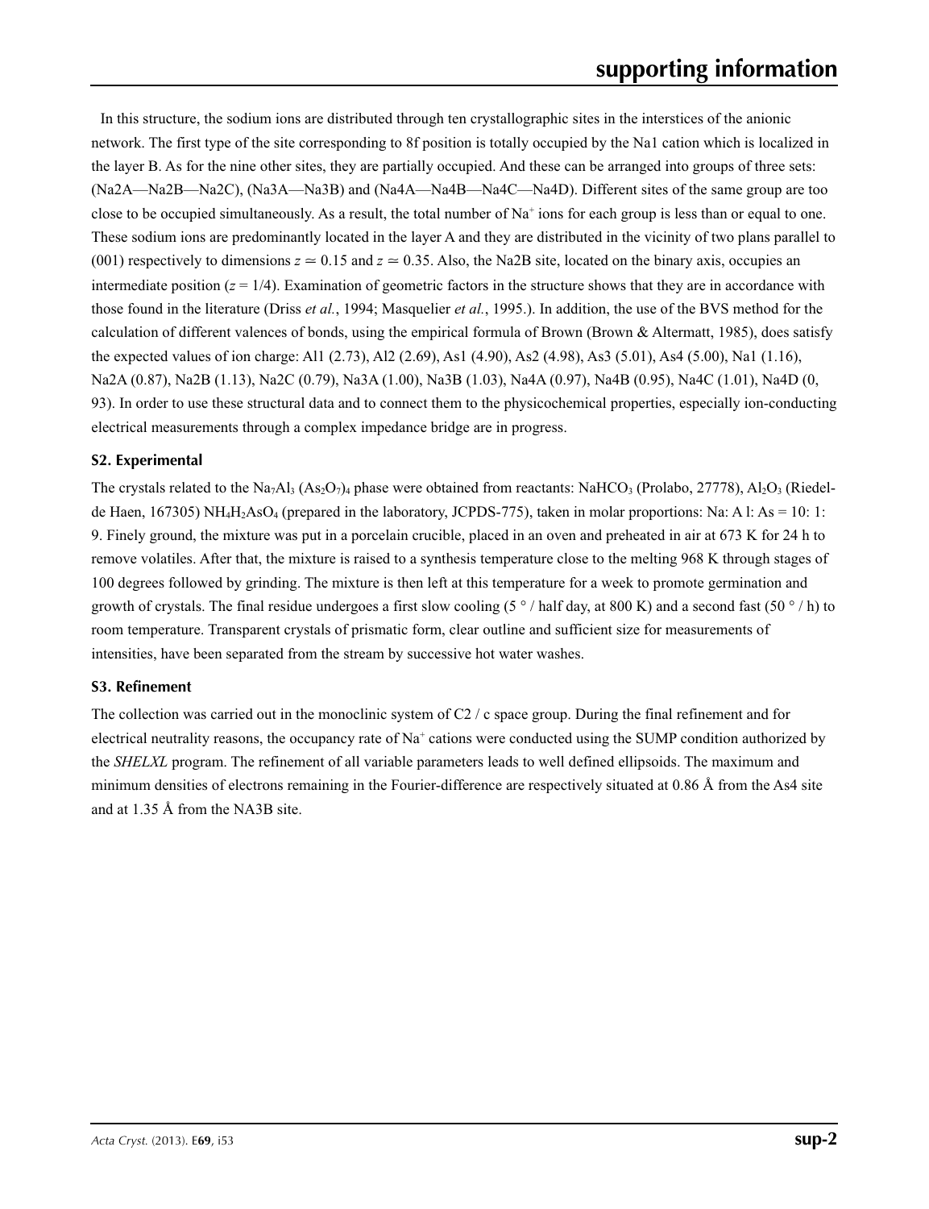In this structure, the sodium ions are distributed through ten crystallographic sites in the interstices of the anionic network. The first type of the site corresponding to 8f position is totally occupied by the Na1 cation which is localized in the layer B. As for the nine other sites, they are partially occupied. And these can be arranged into groups of three sets: (Na2A—Na2B—Na2C), (Na3A—Na3B) and (Na4A—Na4B—Na4C—Na4D). Different sites of the same group are too close to be occupied simultaneously. As a result, the total number of $Na^+$ ions for each group is less than or equal to one. These sodium ions are predominantly located in the layer A and they are distributed in the vicinity of two plans parallel to (001) respectively to dimensions $z \simeq 0.15$ and $z \simeq 0.35$. Also, the Na2B site, located on the binary axis, occupies an intermediate position ($z = 1/4$). Examination of geometric factors in the structure shows that they are in accordance with those found in the literature (Driss *et al.*, 1994; Masquelier *et al.*, 1995.). In addition, the use of the BVS method for the calculation of different valences of bonds, using the empirical formula of Brown (Brown & Altermatt, 1985), does satisfy the expected values of ion charge: Al1 (2.73), Al2 (2.69), As1 (4.90), As2 (4.98), As3 (5.01), As4 (5.00), Na1 (1.16), Na2A (0.87), Na2B (1.13), Na2C (0.79), Na3A (1.00), Na3B (1.03), Na4A (0.97), Na4B (0.95), Na4C (1.01), Na4D (0, 93). In order to use these structural data and to connect them to the physicochemical properties, especially ion-conducting electrical measurements through a complex impedance bridge are in progress.

## S2. Experimental

The crystals related to the $Na_7Al_3$ $(As_2O_7)_4$ phase were obtained from reactants: $NaHCO_3$ (Prolabo, 27778), $Al_2O_3$ (Riedel-de Haen, 167305) $NH_4H_2AsO_4$ (prepared in the laboratory, JCPDS-775), taken in molar proportions: Na: A l: As = 10: 1: 9. Finely ground, the mixture was put in a porcelain crucible, placed in an oven and preheated in air at 673 K for 24 h to remove volatiles. After that, the mixture is raised to a synthesis temperature close to the melting 968 K through stages of 100 degrees followed by grinding. The mixture is then left at this temperature for a week to promote germination and growth of crystals. The final residue undergoes a first slow cooling (5 ° / half day, at 800 K) and a second fast (50 ° / h) to room temperature. Transparent crystals of prismatic form, clear outline and sufficient size for measurements of intensities, have been separated from the stream by successive hot water washes.

## S3. Refinement

The collection was carried out in the monoclinic system of C2 / c space group. During the final refinement and for electrical neutrality reasons, the occupancy rate of $Na^+$ cations were conducted using the SUMP condition authorized by the *SHELXL* program. The refinement of all variable parameters leads to well defined ellipsoids. The maximum and minimum densities of electrons remaining in the Fourier-difference are respectively situated at 0.86 Å from the As4 site and at 1.35 Å from the NA3B site.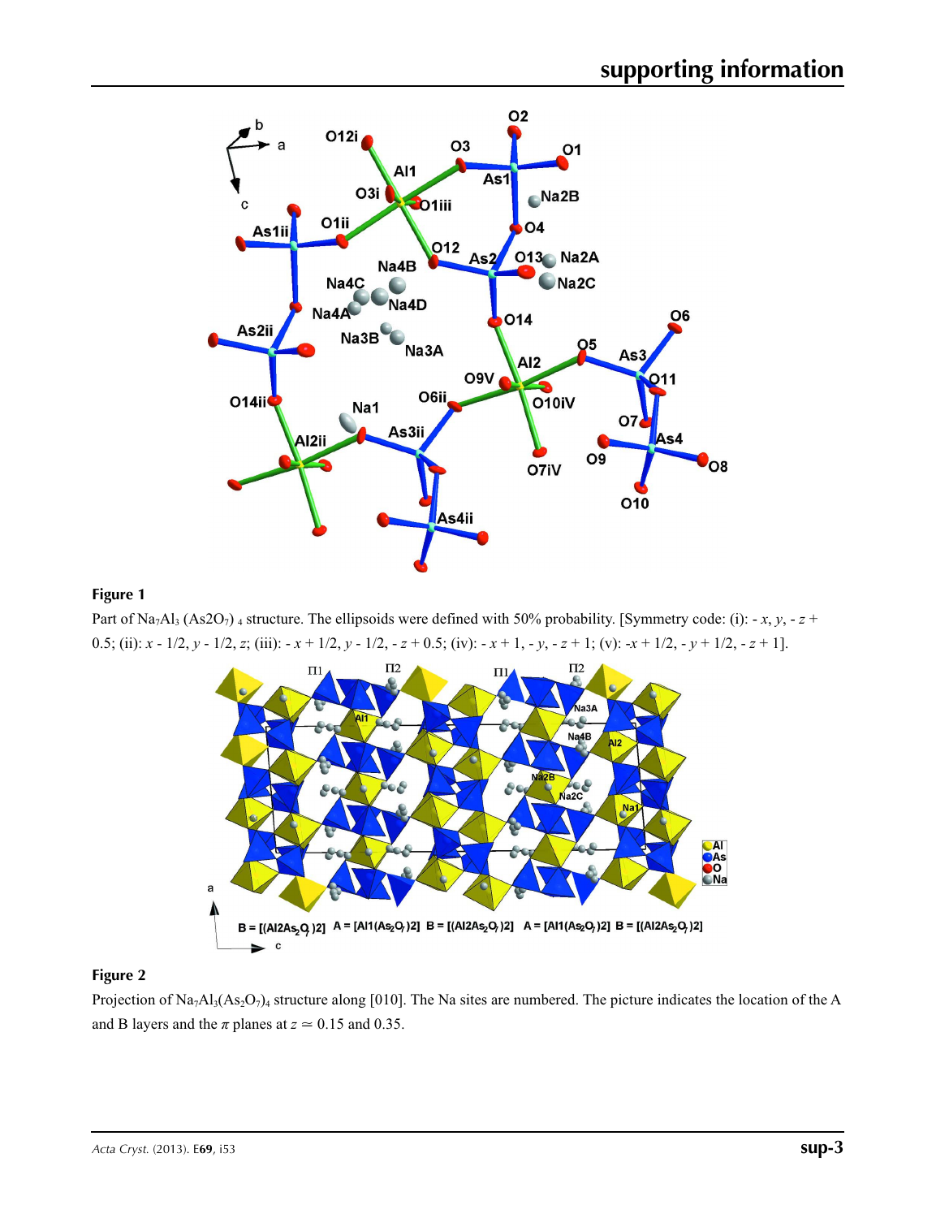## Figure 1

Part of $Na_7Al_3(As2O_7)_4$ structure. The ellipsoids were defined with 50% probability. [Symmetry code: (i): $-x, y, -z+0.5$; (ii): $x-1/2, y-1/2, z$; (iii): $-x+1/2, y-1/2, -z+0.5$; (iv): $-x+1, -y, -z+1$; (v): $-x+1/2, -y+1/2, -z+1$].

## Figure 2

Projection of $Na_7Al_3(As_2O_7)_4$ structure along [010]. The Na sites are numbered. The picture indicates the location of the A and B layers and the $\pi$ planes at $z \simeq 0.15$ and 0.35.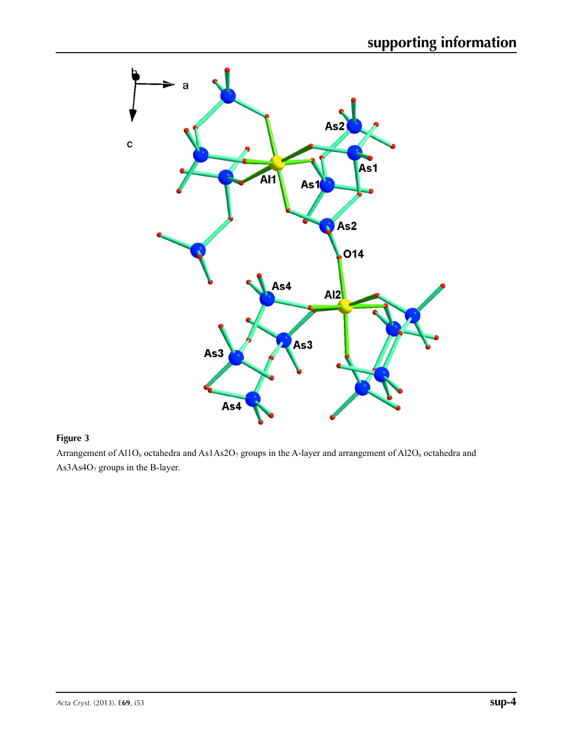**Figure 3**

Arrangement of $Al1O_6$ octahedra and $As1As2O_7$ groups in the A-layer and arrangement of $Al2O_6$ octahedra and $As3As4O_7$ groups in the B-layer.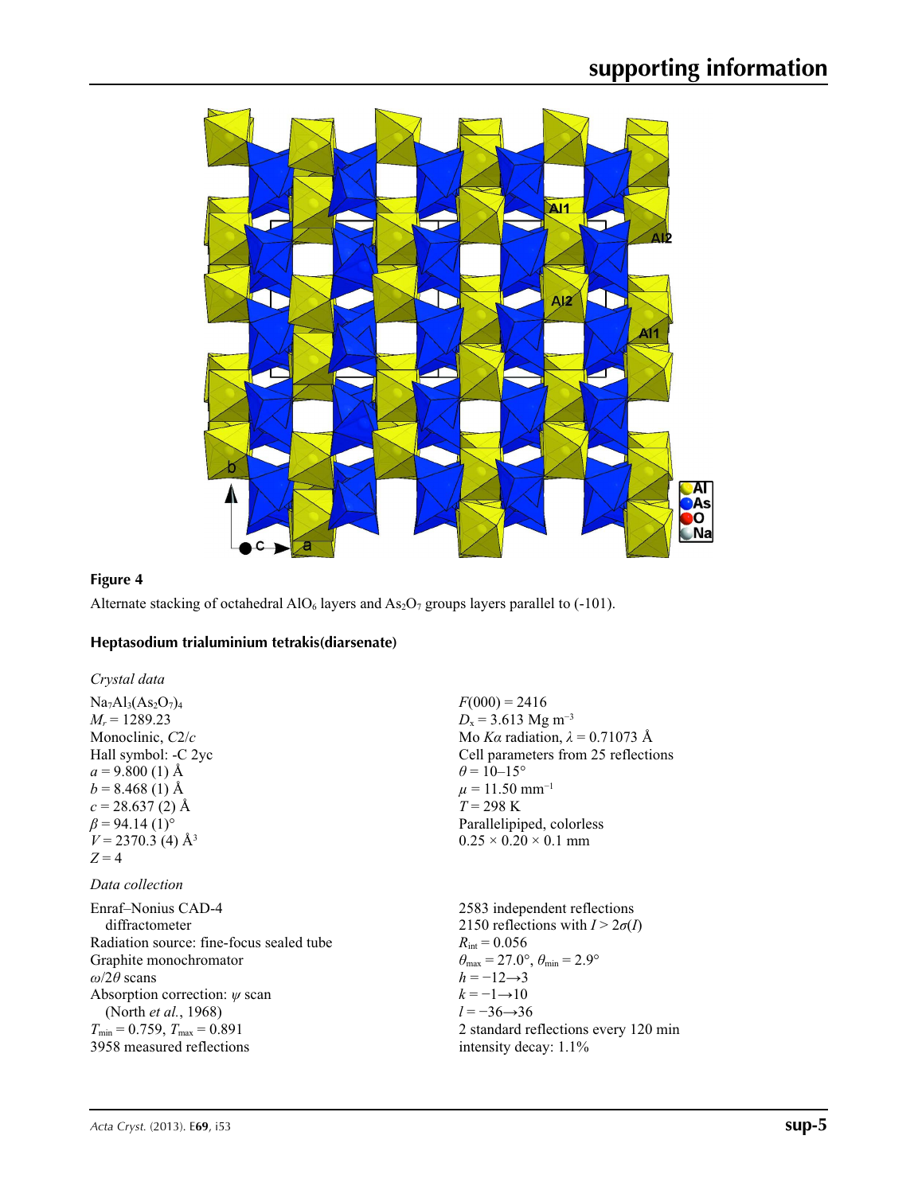**Figure 4**

Alternate stacking of octahedral $AlO_6$ layers and $As_2O_7$ groups layers parallel to (-101).

### Heptasodium trialuminium tetrakis(diarsenate)

*Crystal data*

$Na_7Al_3(As_2O_7)_4$
$M_r = 1289.23$
Monoclinic, $C2/c$
Hall symbol: -C 2yc
$a = 9.800$ (1) Å
$b = 8.468$ (1) Å
$c = 28.637$ (2) Å
$\beta = 94.14$ (1)°
$V = 2370.3$ (4) Å$^3$
$Z = 4$
$F(000) = 2416$
$D_x = 3.613$ Mg m$^{-3}$
Mo $K\alpha$ radiation, $\lambda = 0.71073$ Å
Cell parameters from 25 reflections
$\theta = 10$–15°
$\mu = 11.50$ mm$^{-1}$
$T = 298$ K
Parallelipiped, colorless
0.25 × 0.20 × 0.1 mm

*Data collection*

Enraf–Nonius CAD-4 diffractometer
Radiation source: fine-focus sealed tube
Graphite monochromator
$\omega/2\theta$ scans
Absorption correction: $\psi$ scan (North *et al.*, 1968)
$T_{min} = 0.759$, $T_{max} = 0.891$
3958 measured reflections
2583 independent reflections
2150 reflections with $I > 2\sigma(I)$
$R_{int} = 0.056$
$\theta_{max} = 27.0°$, $\theta_{min} = 2.9°$
$h = -12 \rightarrow 3$
$k = -1 \rightarrow 10$
$l = -36 \rightarrow 36$
2 standard reflections every 120 min
intensity decay: 1.1%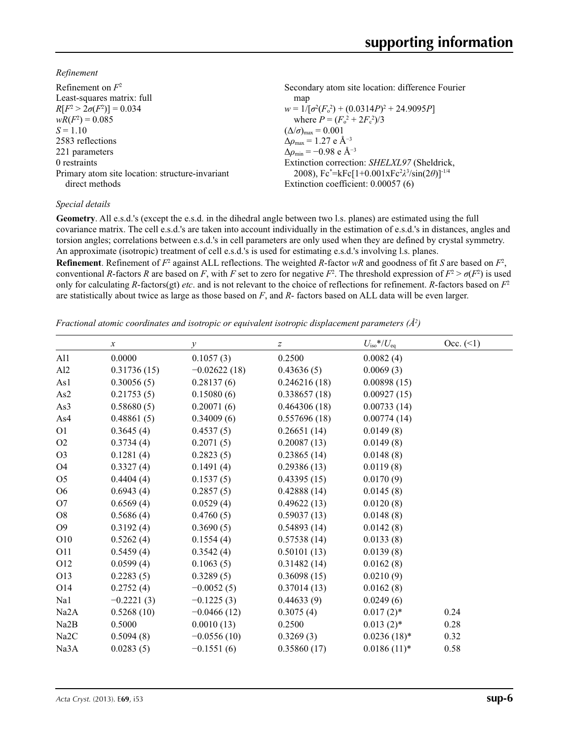*Refinement*

Refinement on $F^2$
Least-squares matrix: full
$R[F^2 > 2\sigma(F^2)] = 0.034$
$wR(F^2) = 0.085$
$S = 1.10$
2583 reflections
221 parameters
0 restraints
Primary atom site location: structure-invariant direct methods

Secondary atom site location: difference Fourier map
$w = 1/[\sigma^2(F_o^2) + (0.0314P)^2 + 24.9095P]$
where $P = (F_o^2 + 2F_c^2)/3$
$(\Delta/\sigma)_{max} = 0.001$
$\Delta\rho_{max} = 1.27$ e Å$^{-3}$
$\Delta\rho_{min} = -0.98$ e Å$^{-3}$
Extinction correction: *SHELXL97* (Sheldrick, 2008), $Fc^* = kFc[1+0.001xFc^2\lambda^3/\sin(2\theta)]^{-1/4}$
Extinction coefficient: 0.00057 (6)

*Special details*

**Geometry**. All e.s.d.'s (except the e.s.d. in the dihedral angle between two l.s. planes) are estimated using the full covariance matrix. The cell e.s.d.'s are taken into account individually in the estimation of e.s.d.'s in distances, angles and torsion angles; correlations between e.s.d.'s in cell parameters are only used when they are defined by crystal symmetry. An approximate (isotropic) treatment of cell e.s.d.'s is used for estimating e.s.d.'s involving l.s. planes.

**Refinement**. Refinement of $F^2$ against ALL reflections. The weighted *R*-factor *wR* and goodness of fit *S* are based on $F^2$, conventional *R*-factors *R* are based on *F*, with *F* set to zero for negative $F^2$. The threshold expression of $F^2 > \sigma(F^2)$ is used only for calculating *R*-factors(gt) *etc*. and is not relevant to the choice of reflections for refinement. *R*-factors based on $F^2$ are statistically about twice as large as those based on *F*, and *R*- factors based on ALL data will be even larger.

*Fractional atomic coordinates and isotropic or equivalent isotropic displacement parameters (Å$^2$)*

| | *x* | *y* | *z* | $U_{iso}$*/$U_{eq}$ | Occ. (<1) |
|---|---|---|---|---|---|
| Al1 | 0.0000 | 0.1057 (3) | 0.2500 | 0.0082 (4) | |
| Al2 | 0.31736 (15) | −0.02622 (18) | 0.43636 (5) | 0.0069 (3) | |
| As1 | 0.30056 (5) | 0.28137 (6) | 0.246216 (18) | 0.00898 (15) | |
| As2 | 0.21753 (5) | 0.15080 (6) | 0.338657 (18) | 0.00927 (15) | |
| As3 | 0.58680 (5) | 0.20071 (6) | 0.464306 (18) | 0.00733 (14) | |
| As4 | 0.48861 (5) | 0.34009 (6) | 0.557696 (18) | 0.00774 (14) | |
| O1 | 0.3645 (4) | 0.4537 (5) | 0.26651 (14) | 0.0149 (8) | |
| O2 | 0.3734 (4) | 0.2071 (5) | 0.20087 (13) | 0.0149 (8) | |
| O3 | 0.1281 (4) | 0.2823 (5) | 0.23865 (14) | 0.0148 (8) | |
| O4 | 0.3327 (4) | 0.1491 (4) | 0.29386 (13) | 0.0119 (8) | |
| O5 | 0.4404 (4) | 0.1537 (5) | 0.43395 (15) | 0.0170 (9) | |
| O6 | 0.6943 (4) | 0.2857 (5) | 0.42888 (14) | 0.0145 (8) | |
| O7 | 0.6569 (4) | 0.0529 (4) | 0.49622 (13) | 0.0120 (8) | |
| O8 | 0.5686 (4) | 0.4760 (5) | 0.59037 (13) | 0.0148 (8) | |
| O9 | 0.3192 (4) | 0.3690 (5) | 0.54893 (14) | 0.0142 (8) | |
| O10 | 0.5262 (4) | 0.1554 (4) | 0.57538 (14) | 0.0133 (8) | |
| O11 | 0.5459 (4) | 0.3542 (4) | 0.50101 (13) | 0.0139 (8) | |
| O12 | 0.0599 (4) | 0.1063 (5) | 0.31482 (14) | 0.0162 (8) | |
| O13 | 0.2283 (5) | 0.3289 (5) | 0.36098 (15) | 0.0210 (9) | |
| O14 | 0.2752 (4) | −0.0052 (5) | 0.37014 (13) | 0.0162 (8) | |
| Na1 | −0.2221 (3) | −0.1225 (3) | 0.44633 (9) | 0.0249 (6) | |
| Na2A | 0.5268 (10) | −0.0466 (12) | 0.3075 (4) | 0.017 (2)* | 0.24 |
| Na2B | 0.5000 | 0.0010 (13) | 0.2500 | 0.013 (2)* | 0.28 |
| Na2C | 0.5094 (8) | −0.0556 (10) | 0.3269 (3) | 0.0236 (18)* | 0.32 |
| Na3A | 0.0283 (5) | −0.1551 (6) | 0.35860 (17) | 0.0186 (11)* | 0.58 |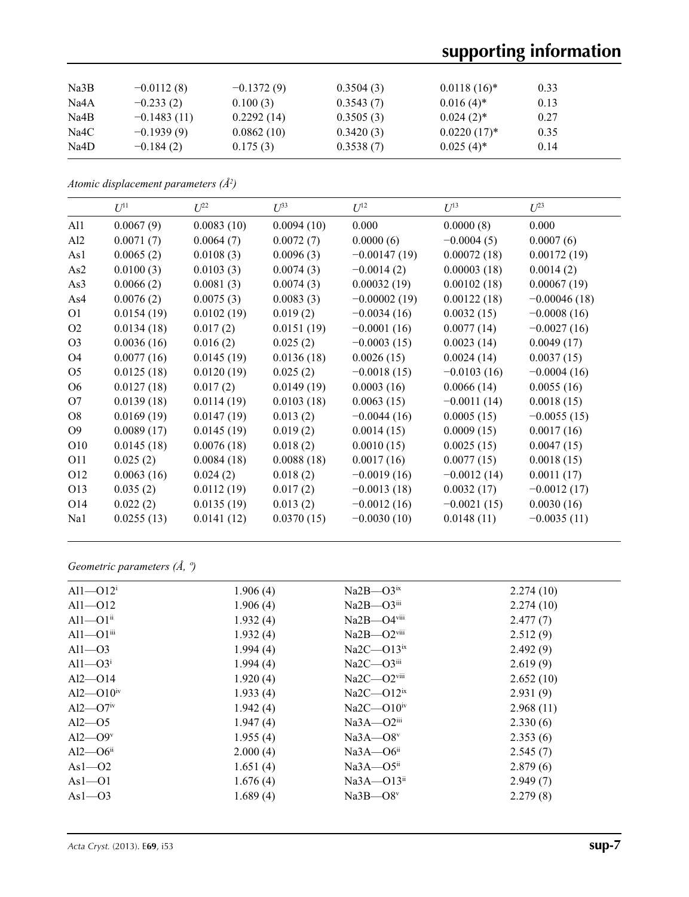| | | | | | |
|---|---|---|---|---|---|
| Na3B | −0.0112 (8) | −0.1372 (9) | 0.3504 (3) | 0.0118 (16)* | 0.33 |
| Na4A | −0.233 (2) | 0.100 (3) | 0.3543 (7) | 0.016 (4)* | 0.13 |
| Na4B | −0.1483 (11) | 0.2292 (14) | 0.3505 (3) | 0.024 (2)* | 0.27 |
| Na4C | −0.1939 (9) | 0.0862 (10) | 0.3420 (3) | 0.0220 (17)* | 0.35 |
| Na4D | −0.184 (2) | 0.175 (3) | 0.3538 (7) | 0.025 (4)* | 0.14 |

*Atomic displacement parameters (Å²)*

| | $U^{11}$ | $U^{22}$ | $U^{33}$ | $U^{12}$ | $U^{13}$ | $U^{23}$ |
|---|---|---|---|---|---|---|
| Al1 | 0.0067 (9) | 0.0083 (10) | 0.0094 (10) | 0.000 | 0.0000 (8) | 0.000 |
| Al2 | 0.0071 (7) | 0.0064 (7) | 0.0072 (7) | 0.0000 (6) | −0.0004 (5) | 0.0007 (6) |
| As1 | 0.0065 (2) | 0.0108 (3) | 0.0096 (3) | −0.00147 (19) | 0.00072 (18) | 0.00172 (19) |
| As2 | 0.0100 (3) | 0.0103 (3) | 0.0074 (3) | −0.0014 (2) | 0.00003 (18) | 0.0014 (2) |
| As3 | 0.0066 (2) | 0.0081 (3) | 0.0074 (3) | 0.00032 (19) | 0.00102 (18) | 0.00067 (19) |
| As4 | 0.0076 (2) | 0.0075 (3) | 0.0083 (3) | −0.00002 (19) | 0.00122 (18) | −0.00046 (18) |
| O1 | 0.0154 (19) | 0.0102 (19) | 0.019 (2) | −0.0034 (16) | 0.0032 (15) | −0.0008 (16) |
| O2 | 0.0134 (18) | 0.017 (2) | 0.0151 (19) | −0.0001 (16) | 0.0077 (14) | −0.0027 (16) |
| O3 | 0.0036 (16) | 0.016 (2) | 0.025 (2) | −0.0003 (15) | 0.0023 (14) | 0.0049 (17) |
| O4 | 0.0077 (16) | 0.0145 (19) | 0.0136 (18) | 0.0026 (15) | 0.0024 (14) | 0.0037 (15) |
| O5 | 0.0125 (18) | 0.0120 (19) | 0.025 (2) | −0.0018 (15) | −0.0103 (16) | −0.0004 (16) |
| O6 | 0.0127 (18) | 0.017 (2) | 0.0149 (19) | 0.0003 (16) | 0.0066 (14) | 0.0055 (16) |
| O7 | 0.0139 (18) | 0.0114 (19) | 0.0103 (18) | 0.0063 (15) | −0.0011 (14) | 0.0018 (15) |
| O8 | 0.0169 (19) | 0.0147 (19) | 0.013 (2) | −0.0044 (16) | 0.0005 (15) | −0.0055 (15) |
| O9 | 0.0089 (17) | 0.0145 (19) | 0.019 (2) | 0.0014 (15) | 0.0009 (15) | 0.0017 (16) |
| O10 | 0.0145 (18) | 0.0076 (18) | 0.018 (2) | 0.0010 (15) | 0.0025 (15) | 0.0047 (15) |
| O11 | 0.025 (2) | 0.0084 (18) | 0.0088 (18) | 0.0017 (16) | 0.0077 (15) | 0.0018 (15) |
| O12 | 0.0063 (16) | 0.024 (2) | 0.018 (2) | −0.0019 (16) | −0.0012 (14) | 0.0011 (17) |
| O13 | 0.035 (2) | 0.0112 (19) | 0.017 (2) | −0.0013 (18) | 0.0032 (17) | −0.0012 (17) |
| O14 | 0.022 (2) | 0.0135 (19) | 0.013 (2) | −0.0012 (16) | −0.0021 (15) | 0.0030 (16) |
| Na1 | 0.0255 (13) | 0.0141 (12) | 0.0370 (15) | −0.0030 (10) | 0.0148 (11) | −0.0035 (11) |

*Geometric parameters (Å, º)*

| | | | |
|---|---|---|---|
| Al1—O12$^{i}$ | 1.906 (4) | Na2B—O3$^{ix}$ | 2.274 (10) |
| Al1—O12 | 1.906 (4) | Na2B—O3$^{iii}$ | 2.274 (10) |
| Al1—O1$^{ii}$ | 1.932 (4) | Na2B—O4$^{viii}$ | 2.477 (7) |
| Al1—O1$^{iii}$ | 1.932 (4) | Na2B—O2$^{viii}$ | 2.512 (9) |
| Al1—O3 | 1.994 (4) | Na2C—O13$^{ix}$ | 2.492 (9) |
| Al1—O3$^{i}$ | 1.994 (4) | Na2C—O3$^{iii}$ | 2.619 (9) |
| Al2—O14 | 1.920 (4) | Na2C—O2$^{viii}$ | 2.652 (10) |
| Al2—O10$^{iv}$ | 1.933 (4) | Na2C—O12$^{ix}$ | 2.931 (9) |
| Al2—O7$^{iv}$ | 1.942 (4) | Na2C—O10$^{iv}$ | 2.968 (11) |
| Al2—O5 | 1.947 (4) | Na3A—O2$^{iii}$ | 2.330 (6) |
| Al2—O9$^{v}$ | 1.955 (4) | Na3A—O8$^{v}$ | 2.353 (6) |
| Al2—O6$^{ii}$ | 2.000 (4) | Na3A—O6$^{ii}$ | 2.545 (7) |
| As1—O2 | 1.651 (4) | Na3A—O5$^{ii}$ | 2.879 (6) |
| As1—O1 | 1.676 (4) | Na3A—O13$^{ii}$ | 2.949 (7) |
| As1—O3 | 1.689 (4) | Na3B—O8$^{v}$ | 2.279 (8) |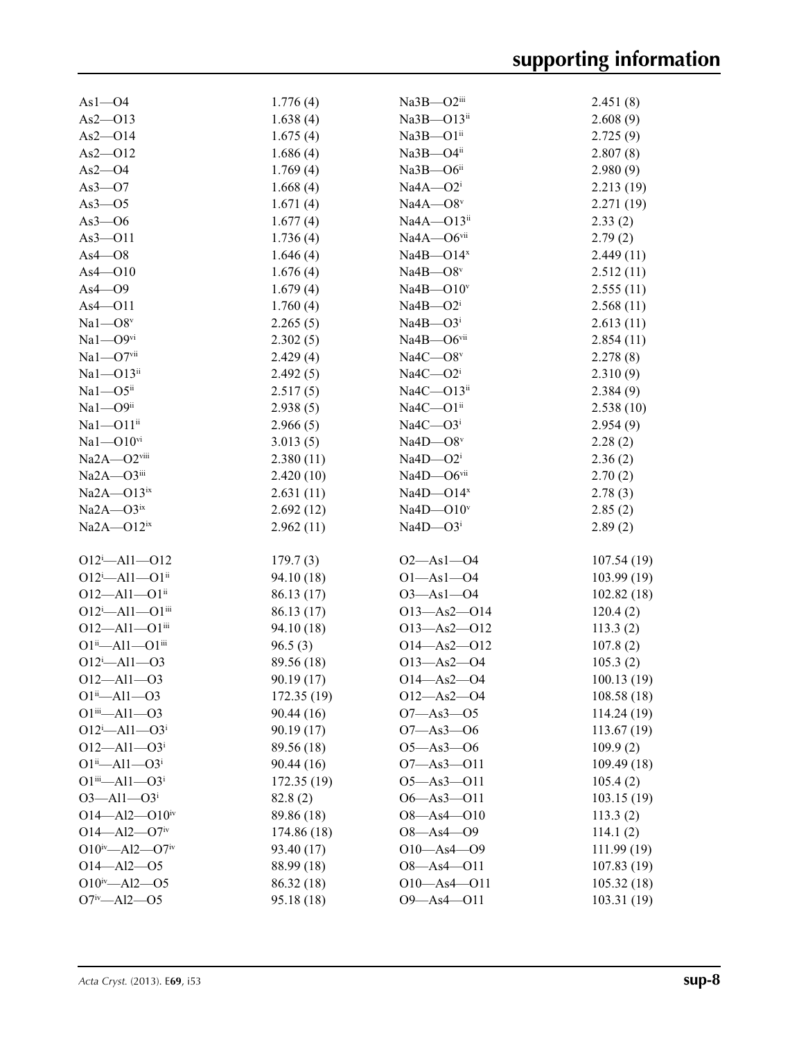| | | | |
|---|---|---|---|
| As1—O4 | 1.776 (4) | Na3B—O2$^{iii}$ | 2.451 (8) |
| As2—O13 | 1.638 (4) | Na3B—O13$^{ii}$ | 2.608 (9) |
| As2—O14 | 1.675 (4) | Na3B—O1$^{ii}$ | 2.725 (9) |
| As2—O12 | 1.686 (4) | Na3B—O4$^{ii}$ | 2.807 (8) |
| As2—O4 | 1.769 (4) | Na3B—O6$^{ii}$ | 2.980 (9) |
| As3—O7 | 1.668 (4) | Na4A—O2$^{i}$ | 2.213 (19) |
| As3—O5 | 1.671 (4) | Na4A—O8$^{v}$ | 2.271 (19) |
| As3—O6 | 1.677 (4) | Na4A—O13$^{ii}$ | 2.33 (2) |
| As3—O11 | 1.736 (4) | Na4A—O6$^{vii}$ | 2.79 (2) |
| As4—O8 | 1.646 (4) | Na4B—O14$^{x}$ | 2.449 (11) |
| As4—O10 | 1.676 (4) | Na4B—O8$^{v}$ | 2.512 (11) |
| As4—O9 | 1.679 (4) | Na4B—O10$^{v}$ | 2.555 (11) |
| As4—O11 | 1.760 (4) | Na4B—O2$^{i}$ | 2.568 (11) |
| Na1—O8$^{v}$ | 2.265 (5) | Na4B—O3$^{i}$ | 2.613 (11) |
| Na1—O9$^{vi}$ | 2.302 (5) | Na4B—O6$^{vii}$ | 2.854 (11) |
| Na1—O7$^{vii}$ | 2.429 (4) | Na4C—O8$^{v}$ | 2.278 (8) |
| Na1—O13$^{ii}$ | 2.492 (5) | Na4C—O2$^{i}$ | 2.310 (9) |
| Na1—O5$^{ii}$ | 2.517 (5) | Na4C—O13$^{ii}$ | 2.384 (9) |
| Na1—O9$^{ii}$ | 2.938 (5) | Na4C—O1$^{ii}$ | 2.538 (10) |
| Na1—O11$^{ii}$ | 2.966 (5) | Na4C—O3$^{i}$ | 2.954 (9) |
| Na1—O10$^{vi}$ | 3.013 (5) | Na4D—O8$^{v}$ | 2.28 (2) |
| Na2A—O2$^{viii}$ | 2.380 (11) | Na4D—O2$^{i}$ | 2.36 (2) |
| Na2A—O3$^{iii}$ | 2.420 (10) | Na4D—O6$^{vii}$ | 2.70 (2) |
| Na2A—O13$^{ix}$ | 2.631 (11) | Na4D—O14$^{x}$ | 2.78 (3) |
| Na2A—O3$^{ix}$ | 2.692 (12) | Na4D—O10$^{v}$ | 2.85 (2) |
| Na2A—O12$^{ix}$ | 2.962 (11) | Na4D—O3$^{i}$ | 2.89 (2) |
| | | | |
| O12$^{i}$—Al1—O12 | 179.7 (3) | O2—As1—O4 | 107.54 (19) |
| O12$^{i}$—Al1—O1$^{ii}$ | 94.10 (18) | O1—As1—O4 | 103.99 (19) |
| O12—Al1—O1$^{ii}$ | 86.13 (17) | O3—As1—O4 | 102.82 (18) |
| O12$^{i}$—Al1—O1$^{iii}$ | 86.13 (17) | O13—As2—O14 | 120.4 (2) |
| O12—Al1—O1$^{iii}$ | 94.10 (18) | O13—As2—O12 | 113.3 (2) |
| O1$^{ii}$—Al1—O1$^{iii}$ | 96.5 (3) | O14—As2—O12 | 107.8 (2) |
| O12$^{i}$—Al1—O3 | 89.56 (18) | O13—As2—O4 | 105.3 (2) |
| O12—Al1—O3 | 90.19 (17) | O14—As2—O4 | 100.13 (19) |
| O1$^{ii}$—Al1—O3 | 172.35 (19) | O12—As2—O4 | 108.58 (18) |
| O1$^{iii}$—Al1—O3 | 90.44 (16) | O7—As3—O5 | 114.24 (19) |
| O12$^{i}$—Al1—O3$^{i}$ | 90.19 (17) | O7—As3—O6 | 113.67 (19) |
| O12—Al1—O3$^{i}$ | 89.56 (18) | O5—As3—O6 | 109.9 (2) |
| O1$^{ii}$—Al1—O3$^{i}$ | 90.44 (16) | O7—As3—O11 | 109.49 (18) |
| O1$^{iii}$—Al1—O3$^{i}$ | 172.35 (19) | O5—As3—O11 | 105.4 (2) |
| O3—Al1—O3$^{i}$ | 82.8 (2) | O6—As3—O11 | 103.15 (19) |
| O14—Al2—O10$^{iv}$ | 89.86 (18) | O8—As4—O10 | 113.3 (2) |
| O14—Al2—O7$^{iv}$ | 174.86 (18) | O8—As4—O9 | 114.1 (2) |
| O10$^{iv}$—Al2—O7$^{iv}$ | 93.40 (17) | O10—As4—O9 | 111.99 (19) |
| O14—Al2—O5 | 88.99 (18) | O8—As4—O11 | 107.83 (19) |
| O10$^{iv}$—Al2—O5 | 86.32 (18) | O10—As4—O11 | 105.32 (18) |
| O7$^{iv}$—Al2—O5 | 95.18 (18) | O9—As4—O11 | 103.31 (19) |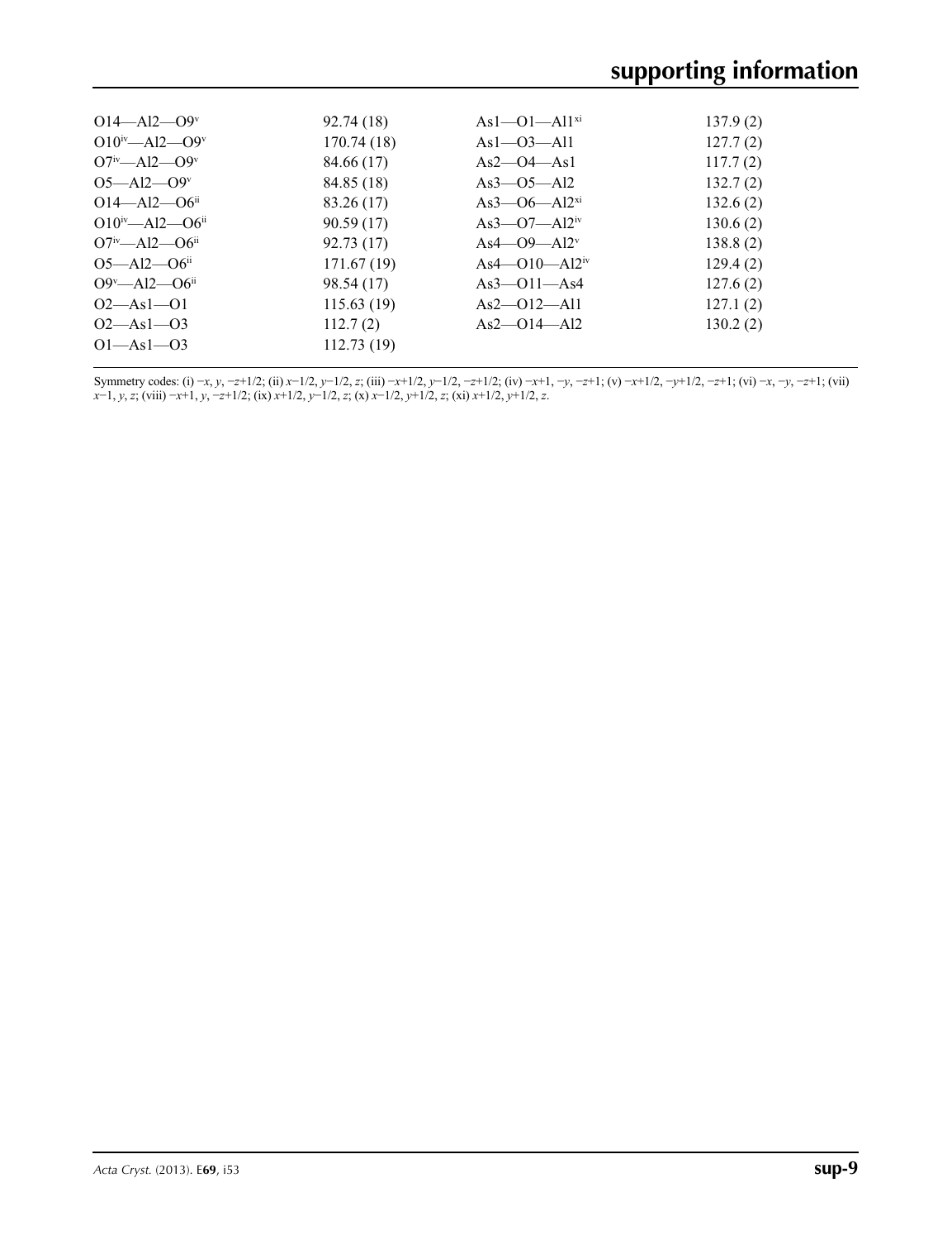| | | | |
|---|---|---|---|
| O14—Al2—O9$^{v}$ | 92.74 (18) | As1—O1—Al1$^{xi}$ | 137.9 (2) |
| O10$^{iv}$—Al2—O9$^{v}$ | 170.74 (18) | As1—O3—Al1 | 127.7 (2) |
| O7$^{iv}$—Al2—O9$^{v}$ | 84.66 (17) | As2—O4—As1 | 117.7 (2) |
| O5—Al2—O9$^{v}$ | 84.85 (18) | As3—O5—Al2 | 132.7 (2) |
| O14—Al2—O6$^{ii}$ | 83.26 (17) | As3—O6—Al2$^{xi}$ | 132.6 (2) |
| O10$^{iv}$—Al2—O6$^{ii}$ | 90.59 (17) | As3—O7—Al2$^{iv}$ | 130.6 (2) |
| O7$^{iv}$—Al2—O6$^{ii}$ | 92.73 (17) | As4—O9—Al2$^{v}$ | 138.8 (2) |
| O5—Al2—O6$^{ii}$ | 171.67 (19) | As4—O10—Al2$^{iv}$ | 129.4 (2) |
| O9$^{v}$—Al2—O6$^{ii}$ | 98.54 (17) | As3—O11—As4 | 127.6 (2) |
| O2—As1—O1 | 115.63 (19) | As2—O12—Al1 | 127.1 (2) |
| O2—As1—O3 | 112.7 (2) | As2—O14—Al2 | 130.2 (2) |
| O1—As1—O3 | 112.73 (19) | | |

Symmetry codes: (i) −*x*, *y*, −*z*+1/2; (ii) *x*−1/2, *y*−1/2, *z*; (iii) −*x*+1/2, *y*−1/2, −*z*+1/2; (iv) −*x*+1, −*y*, −*z*+1; (v) −*x*+1/2, −*y*+1/2, −*z*+1; (vi) −*x*, −*y*, −*z*+1; (vii) *x*−1, *y*, *z*; (viii) −*x*+1, *y*, −*z*+1/2; (ix) *x*+1/2, *y*−1/2, *z*; (x) *x*−1/2, *y*+1/2, *z*; (xi) *x*+1/2, *y*+1/2, *z*.